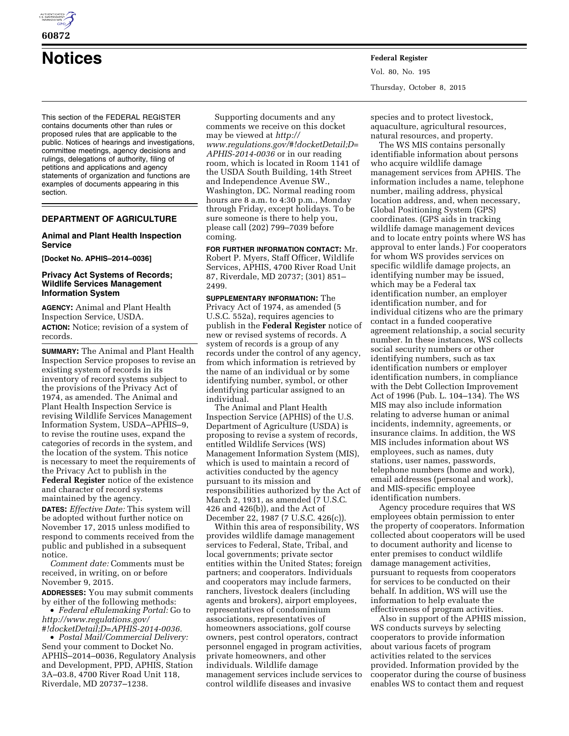# Notices

This section of the FEDERAL REGISTER contains documents other than rules or proposed rules that are applicable to the public. Notices of hearings and investigations, committee meetings, agency decisions and rulings, delegations of authority, filing of petitions and applications and agency statements of organization and functions are examples of documents appearing in this section.

## DEPARTMENT OF AGRICULTURE

### Animal and Plant Health Inspection Service

**[Docket No. APHIS–2014–0036]**

### Privacy Act Systems of Records; Wildlife Services Management Information System

**AGENCY:** Animal and Plant Health Inspection Service, USDA.

**ACTION:** Notice; revision of a system of records.

**SUMMARY:** The Animal and Plant Health Inspection Service proposes to revise an existing system of records in its inventory of record systems subject to the provisions of the Privacy Act of 1974, as amended. The Animal and Plant Health Inspection Service is revising Wildlife Services Management Information System, USDA–APHIS–9, to revise the routine uses, expand the categories of records in the system, and the location of the system. This notice is necessary to meet the requirements of the Privacy Act to publish in the **Federal Register** notice of the existence and character of record systems maintained by the agency.

**DATES:** *Effective Date:* This system will be adopted without further notice on November 17, 2015 unless modified to respond to comments received from the public and published in a subsequent notice.

*Comment date:* Comments must be received, in writing, on or before November 9, 2015.

**ADDRESSES:** You may submit comments by either of the following methods:

- *Federal eRulemaking Portal:* Go to *http://www.regulations.gov/#!docketDetail;D=APHIS-2014-0036.*
- *Postal Mail/Commercial Delivery:* Send your comment to Docket No. APHIS–2014–0036, Regulatory Analysis and Development, PPD, APHIS, Station 3A–03.8, 4700 River Road Unit 118, Riverdale, MD 20737–1238.

Supporting documents and any comments we receive on this docket may be viewed at *http://www.regulations.gov/#!docketDetail;D=APHIS-2014-0036* or in our reading room, which is located in Room 1141 of the USDA South Building, 14th Street and Independence Avenue SW., Washington, DC. Normal reading room hours are 8 a.m. to 4:30 p.m., Monday through Friday, except holidays. To be sure someone is there to help you, please call (202) 799–7039 before coming.

**FOR FURTHER INFORMATION CONTACT:** Mr. Robert P. Myers, Staff Officer, Wildlife Services, APHIS, 4700 River Road Unit 87, Riverdale, MD 20737; (301) 851–2499.

**SUPPLEMENTARY INFORMATION:** The Privacy Act of 1974, as amended (5 U.S.C. 552a), requires agencies to publish in the **Federal Register** notice of new or revised systems of records. A system of records is a group of any records under the control of any agency, from which information is retrieved by the name of an individual or by some identifying number, symbol, or other identifying particular assigned to an individual.

The Animal and Plant Health Inspection Service (APHIS) of the U.S. Department of Agriculture (USDA) is proposing to revise a system of records, entitled Wildlife Services (WS) Management Information System (MIS), which is used to maintain a record of activities conducted by the agency pursuant to its mission and responsibilities authorized by the Act of March 2, 1931, as amended (7 U.S.C. 426 and 426(b)), and the Act of December 22, 1987 (7 U.S.C. 426(c)).

Within this area of responsibility, WS provides wildlife damage management services to Federal, State, Tribal, and local governments; private sector entities within the United States; foreign partners; and cooperators. Individuals and cooperators may include farmers, ranchers, livestock dealers (including agents and brokers), airport employees, representatives of condominium associations, representatives of homeowners associations, golf course owners, pest control operators, contract personnel engaged in program activities, private homeowners, and other individuals. Wildlife damage management services include services to control wildlife diseases and invasive species and to protect livestock, aquaculture, agricultural resources, natural resources, and property.

The WS MIS contains personally identifiable information about persons who acquire wildlife damage management services from APHIS. The information includes a name, telephone number, mailing address, physical location address, and, when necessary, Global Positioning System (GPS) coordinates. (GPS aids in tracking wildlife damage management devices and to locate entry points where WS has approval to enter lands.) For cooperators for whom WS provides services on specific wildlife damage projects, an identifying number may be issued, which may be a Federal tax identification number, an employer identification number, and for individual citizens who are the primary contact in a funded cooperative agreement relationship, a social security number. In these instances, WS collects social security numbers or other identifying numbers, such as tax identification numbers or employer identification numbers, in compliance with the Debt Collection Improvement Act of 1996 (Pub. L. 104–134). The WS MIS may also include information relating to adverse human or animal incidents, indemnity, agreements, or insurance claims. In addition, the WS MIS includes information about WS employees, such as names, duty stations, user names, passwords, telephone numbers (home and work), email addresses (personal and work), and MIS-specific employee identification numbers.

Agency procedure requires that WS employees obtain permission to enter the property of cooperators. Information collected about cooperators will be used to document authority and license to enter premises to conduct wildlife damage management activities, pursuant to requests from cooperators for services to be conducted on their behalf. In addition, WS will use the information to help evaluate the effectiveness of program activities.

Also in support of the APHIS mission, WS conducts surveys by selecting cooperators to provide information about various facets of program activities related to the services provided. Information provided by the cooperator during the course of business enables WS to contact them and request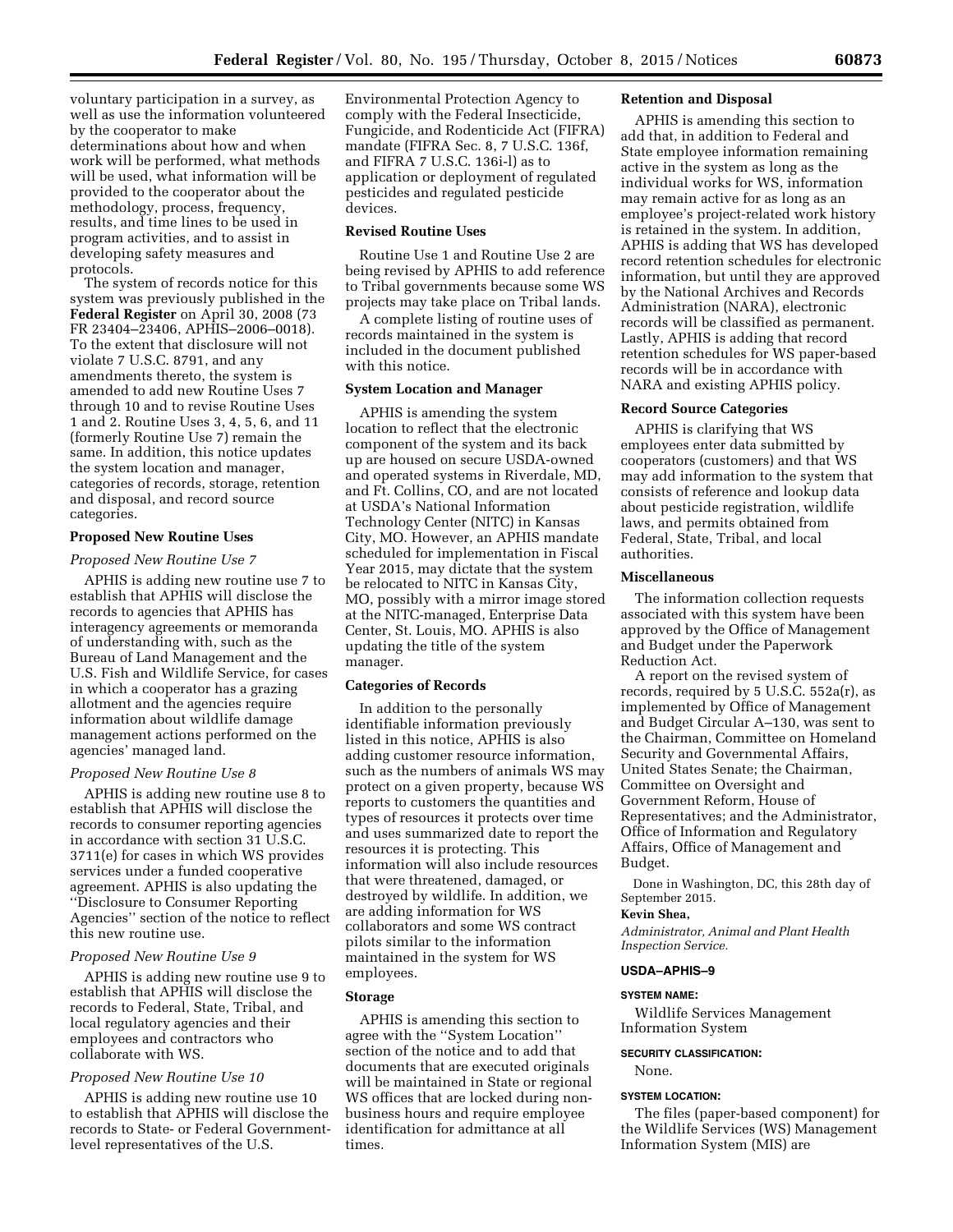voluntary participation in a survey, as well as use the information volunteered by the cooperator to make determinations about how and when work will be performed, what methods will be used, what information will be provided to the cooperator about the methodology, process, frequency, results, and time lines to be used in program activities, and to assist in developing safety measures and protocols.

The system of records notice for this system was previously published in the **Federal Register** on April 30, 2008 (73 FR 23404–23406, APHIS–2006–0018). To the extent that disclosure will not violate 7 U.S.C. 8791, and any amendments thereto, the system is amended to add new Routine Uses 7 through 10 and to revise Routine Uses 1 and 2. Routine Uses 3, 4, 5, 6, and 11 (formerly Routine Use 7) remain the same. In addition, this notice updates the system location and manager, categories of records, storage, retention and disposal, and record source categories.

## Proposed New Routine Uses

### *Proposed New Routine Use 7*

APHIS is adding new routine use 7 to establish that APHIS will disclose the records to agencies that APHIS has interagency agreements or memoranda of understanding with, such as the Bureau of Land Management and the U.S. Fish and Wildlife Service, for cases in which a cooperator has a grazing allotment and the agencies require information about wildlife damage management actions performed on the agencies' managed land.

### *Proposed New Routine Use 8*

APHIS is adding new routine use 8 to establish that APHIS will disclose the records to consumer reporting agencies in accordance with section 31 U.S.C. 3711(e) for cases in which WS provides services under a funded cooperative agreement. APHIS is also updating the ''Disclosure to Consumer Reporting Agencies'' section of the notice to reflect this new routine use.

### *Proposed New Routine Use 9*

APHIS is adding new routine use 9 to establish that APHIS will disclose the records to Federal, State, Tribal, and local regulatory agencies and their employees and contractors who collaborate with WS.

### *Proposed New Routine Use 10*

APHIS is adding new routine use 10 to establish that APHIS will disclose the records to State- or Federal Government-level representatives of the U.S. Environmental Protection Agency to comply with the Federal Insecticide, Fungicide, and Rodenticide Act (FIFRA) mandate (FIFRA Sec. 8, 7 U.S.C. 136f, and FIFRA 7 U.S.C. 136i-l) as to application or deployment of regulated pesticides and regulated pesticide devices.

## Revised Routine Uses

Routine Use 1 and Routine Use 2 are being revised by APHIS to add reference to Tribal governments because some WS projects may take place on Tribal lands.

A complete listing of routine uses of records maintained in the system is included in the document published with this notice.

## System Location and Manager

APHIS is amending the system location to reflect that the electronic component of the system and its back up are housed on secure USDA-owned and operated systems in Riverdale, MD, and Ft. Collins, CO, and are not located at USDA's National Information Technology Center (NITC) in Kansas City, MO. However, an APHIS mandate scheduled for implementation in Fiscal Year 2015, may dictate that the system be relocated to NITC in Kansas City, MO, possibly with a mirror image stored at the NITC-managed, Enterprise Data Center, St. Louis, MO. APHIS is also updating the title of the system manager.

## Categories of Records

In addition to the personally identifiable information previously listed in this notice, APHIS is also adding customer resource information, such as the numbers of animals WS may protect on a given property, because WS reports to customers the quantities and types of resources it protects over time and uses summarized date to report the resources it is protecting. This information will also include resources that were threatened, damaged, or destroyed by wildlife. In addition, we are adding information for WS collaborators and some WS contract pilots similar to the information maintained in the system for WS employees.

## Storage

APHIS is amending this section to agree with the ''System Location'' section of the notice and to add that documents that are executed originals will be maintained in State or regional WS offices that are locked during non-business hours and require employee identification for admittance at all times.

## Retention and Disposal

APHIS is amending this section to add that, in addition to Federal and State employee information remaining active in the system as long as the individual works for WS, information may remain active for as long as an employee's project-related work history is retained in the system. In addition, APHIS is adding that WS has developed record retention schedules for electronic information, but until they are approved by the National Archives and Records Administration (NARA), electronic records will be classified as permanent. Lastly, APHIS is adding that record retention schedules for WS paper-based records will be in accordance with NARA and existing APHIS policy.

## Record Source Categories

APHIS is clarifying that WS employees enter data submitted by cooperators (customers) and that WS may add information to the system that consists of reference and lookup data about pesticide registration, wildlife laws, and permits obtained from Federal, State, Tribal, and local authorities.

## Miscellaneous

The information collection requests associated with this system have been approved by the Office of Management and Budget under the Paperwork Reduction Act.

A report on the revised system of records, required by 5 U.S.C. 552a(r), as implemented by Office of Management and Budget Circular A–130, was sent to the Chairman, Committee on Homeland Security and Governmental Affairs, United States Senate; the Chairman, Committee on Oversight and Government Reform, House of Representatives; and the Administrator, Office of Information and Regulatory Affairs, Office of Management and Budget.

Done in Washington, DC, this 28th day of September 2015.

**Kevin Shea,**

*Administrator, Animal and Plant Health Inspection Service.*

## USDA–APHIS–9

### SYSTEM NAME:

Wildlife Services Management Information System

### SECURITY CLASSIFICATION:

None.

### SYSTEM LOCATION:

The files (paper-based component) for the Wildlife Services (WS) Management Information System (MIS) are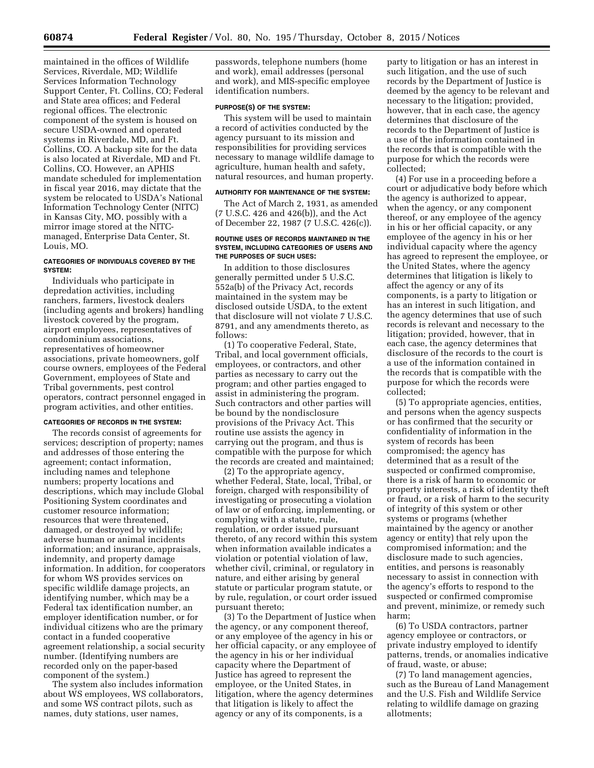maintained in the offices of Wildlife Services, Riverdale, MD; Wildlife Services Information Technology Support Center, Ft. Collins, CO; Federal and State area offices; and Federal regional offices. The electronic component of the system is housed on secure USDA-owned and operated systems in Riverdale, MD, and Ft. Collins, CO. A backup site for the data is also located at Riverdale, MD and Ft. Collins, CO. However, an APHIS mandate scheduled for implementation in fiscal year 2016, may dictate that the system be relocated to USDA's National Information Technology Center (NITC) in Kansas City, MO, possibly with a mirror image stored at the NITC-managed, Enterprise Data Center, St. Louis, MO.

#### CATEGORIES OF INDIVIDUALS COVERED BY THE SYSTEM:

Individuals who participate in depredation activities, including ranchers, farmers, livestock dealers (including agents and brokers) handling livestock covered by the program, airport employees, representatives of condominium associations, representatives of homeowner associations, private homeowners, golf course owners, employees of the Federal Government, employees of State and Tribal governments, pest control operators, contract personnel engaged in program activities, and other entities.

#### CATEGORIES OF RECORDS IN THE SYSTEM:

The records consist of agreements for services; description of property; names and addresses of those entering the agreement; contact information, including names and telephone numbers; property locations and descriptions, which may include Global Positioning System coordinates and customer resource information; resources that were threatened, damaged, or destroyed by wildlife; adverse human or animal incidents information; and insurance, appraisals, indemnity, and property damage information. In addition, for cooperators for whom WS provides services on specific wildlife damage projects, an identifying number, which may be a Federal tax identification number, an employer identification number, or for individual citizens who are the primary contact in a funded cooperative agreement relationship, a social security number. (Identifying numbers are recorded only on the paper-based component of the system.)

The system also includes information about WS employees, WS collaborators, and some WS contract pilots, such as names, duty stations, user names, passwords, telephone numbers (home and work), email addresses (personal and work), and MIS-specific employee identification numbers.

#### PURPOSE(S) OF THE SYSTEM:

This system will be used to maintain a record of activities conducted by the agency pursuant to its mission and responsibilities for providing services necessary to manage wildlife damage to agriculture, human health and safety, natural resources, and human property.

#### AUTHORITY FOR MAINTENANCE OF THE SYSTEM:

The Act of March 2, 1931, as amended (7 U.S.C. 426 and 426(b)), and the Act of December 22, 1987 (7 U.S.C. 426(c)).

#### ROUTINE USES OF RECORDS MAINTAINED IN THE SYSTEM, INCLUDING CATEGORIES OF USERS AND THE PURPOSES OF SUCH USES:

In addition to those disclosures generally permitted under 5 U.S.C. 552a(b) of the Privacy Act, records maintained in the system may be disclosed outside USDA, to the extent that disclosure will not violate 7 U.S.C. 8791, and any amendments thereto, as follows:

(1) To cooperative Federal, State, Tribal, and local government officials, employees, or contractors, and other parties as necessary to carry out the program; and other parties engaged to assist in administering the program. Such contractors and other parties will be bound by the nondisclosure provisions of the Privacy Act. This routine use assists the agency in carrying out the program, and thus is compatible with the purpose for which the records are created and maintained;

(2) To the appropriate agency, whether Federal, State, local, Tribal, or foreign, charged with responsibility of investigating or prosecuting a violation of law or of enforcing, implementing, or complying with a statute, rule, regulation, or order issued pursuant thereto, of any record within this system when information available indicates a violation or potential violation of law, whether civil, criminal, or regulatory in nature, and either arising by general statute or particular program statute, or by rule, regulation, or court order issued pursuant thereto;

(3) To the Department of Justice when the agency, or any component thereof, or any employee of the agency in his or her official capacity, or any employee of the agency in his or her individual capacity where the Department of Justice has agreed to represent the employee, or the United States, in litigation, where the agency determines that litigation is likely to affect the agency or any of its components, is a party to litigation or has an interest in such litigation, and the use of such records by the Department of Justice is deemed by the agency to be relevant and necessary to the litigation; provided, however, that in each case, the agency determines that disclosure of the records to the Department of Justice is a use of the information contained in the records that is compatible with the purpose for which the records were collected;

(4) For use in a proceeding before a court or adjudicative body before which the agency is authorized to appear, when the agency, or any component thereof, or any employee of the agency in his or her official capacity, or any employee of the agency in his or her individual capacity where the agency has agreed to represent the employee, or the United States, where the agency determines that litigation is likely to affect the agency or any of its components, is a party to litigation or has an interest in such litigation, and the agency determines that use of such records is relevant and necessary to the litigation; provided, however, that in each case, the agency determines that disclosure of the records to the court is a use of the information contained in the records that is compatible with the purpose for which the records were collected;

(5) To appropriate agencies, entities, and persons when the agency suspects or has confirmed that the security or confidentiality of information in the system of records has been compromised; the agency has determined that as a result of the suspected or confirmed compromise, there is a risk of harm to economic or property interests, a risk of identity theft or fraud, or a risk of harm to the security of integrity of this system or other systems or programs (whether maintained by the agency or another agency or entity) that rely upon the compromised information; and the disclosure made to such agencies, entities, and persons is reasonably necessary to assist in connection with the agency's efforts to respond to the suspected or confirmed compromise and prevent, minimize, or remedy such harm;

(6) To USDA contractors, partner agency employee or contractors, or private industry employed to identify patterns, trends, or anomalies indicative of fraud, waste, or abuse;

(7) To land management agencies, such as the Bureau of Land Management and the U.S. Fish and Wildlife Service relating to wildlife damage on grazing allotments;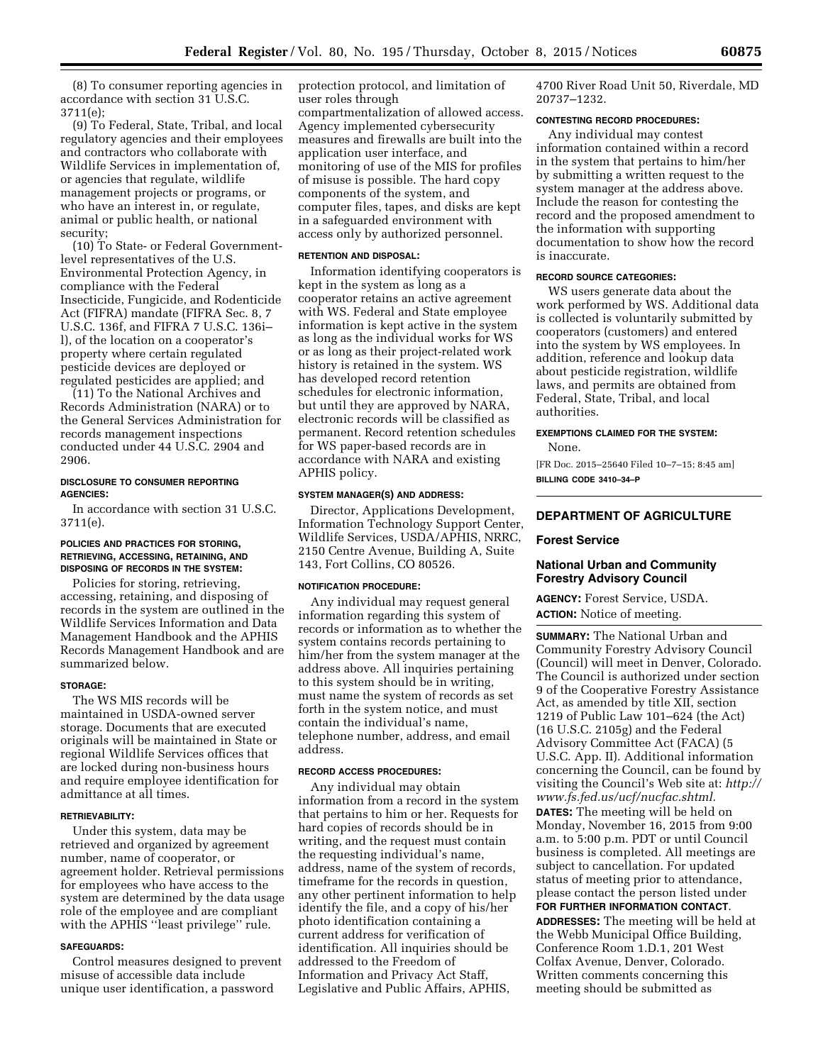(8) To consumer reporting agencies in accordance with section 31 U.S.C. 3711(e);

(9) To Federal, State, Tribal, and local regulatory agencies and their employees and contractors who collaborate with Wildlife Services in implementation of, or agencies that regulate, wildlife management projects or programs, or who have an interest in, or regulate, animal or public health, or national security;

(10) To State- or Federal Government-level representatives of the U.S. Environmental Protection Agency, in compliance with the Federal Insecticide, Fungicide, and Rodenticide Act (FIFRA) mandate (FIFRA Sec. 8, 7 U.S.C. 136f, and FIFRA 7 U.S.C. 136i–l), of the location on a cooperator's property where certain regulated pesticide devices are deployed or regulated pesticides are applied; and

(11) To the National Archives and Records Administration (NARA) or to the General Services Administration for records management inspections conducted under 44 U.S.C. 2904 and 2906.

#### DISCLOSURE TO CONSUMER REPORTING AGENCIES:

In accordance with section 31 U.S.C. 3711(e).

#### POLICIES AND PRACTICES FOR STORING, RETRIEVING, ACCESSING, RETAINING, AND DISPOSING OF RECORDS IN THE SYSTEM:

Policies for storing, retrieving, accessing, retaining, and disposing of records in the system are outlined in the Wildlife Services Information and Data Management Handbook and the APHIS Records Management Handbook and are summarized below.

#### STORAGE:

The WS MIS records will be maintained in USDA-owned server storage. Documents that are executed originals will be maintained in State or regional Wildlife Services offices that are locked during non-business hours and require employee identification for admittance at all times.

#### RETRIEVABILITY:

Under this system, data may be retrieved and organized by agreement number, name of cooperator, or agreement holder. Retrieval permissions for employees who have access to the system are determined by the data usage role of the employee and are compliant with the APHIS "least privilege" rule.

#### SAFEGUARDS:

Control measures designed to prevent misuse of accessible data include unique user identification, a password protection protocol, and limitation of user roles through compartmentalization of allowed access. Agency implemented cybersecurity measures and firewalls are built into the application user interface, and monitoring of use of the MIS for profiles of misuse is possible. The hard copy components of the system, and computer files, tapes, and disks are kept in a safeguarded environment with access only by authorized personnel.

#### RETENTION AND DISPOSAL:

Information identifying cooperators is kept in the system as long as a cooperator retains an active agreement with WS. Federal and State employee information is kept active in the system as long as the individual works for WS or as long as their project-related work history is retained in the system. WS has developed record retention schedules for electronic information, but until they are approved by NARA, electronic records will be classified as permanent. Record retention schedules for WS paper-based records are in accordance with NARA and existing APHIS policy.

#### SYSTEM MANAGER(S) AND ADDRESS:

Director, Applications Development, Information Technology Support Center, Wildlife Services, USDA/APHIS, NRRC, 2150 Centre Avenue, Building A, Suite 143, Fort Collins, CO 80526.

#### NOTIFICATION PROCEDURE:

Any individual may request general information regarding this system of records or information as to whether the system contains records pertaining to him/her from the system manager at the address above. All inquiries pertaining to this system should be in writing, must name the system of records as set forth in the system notice, and must contain the individual's name, telephone number, address, and email address.

#### RECORD ACCESS PROCEDURES:

Any individual may obtain information from a record in the system that pertains to him or her. Requests for hard copies of records should be in writing, and the request must contain the requesting individual's name, address, name of the system of records, timeframe for the records in question, any other pertinent information to help identify the file, and a copy of his/her photo identification containing a current address for verification of identification. All inquiries should be addressed to the Freedom of Information and Privacy Act Staff, Legislative and Public Affairs, APHIS, 4700 River Road Unit 50, Riverdale, MD 20737–1232.

#### CONTESTING RECORD PROCEDURES:

Any individual may contest information contained within a record in the system that pertains to him/her by submitting a written request to the system manager at the address above. Include the reason for contesting the record and the proposed amendment to the information with supporting documentation to show how the record is inaccurate.

#### RECORD SOURCE CATEGORIES:

WS users generate data about the work performed by WS. Additional data is collected is voluntarily submitted by cooperators (customers) and entered into the system by WS employees. In addition, reference and lookup data about pesticide registration, wildlife laws, and permits are obtained from Federal, State, Tribal, and local authorities.

#### EXEMPTIONS CLAIMED FOR THE SYSTEM:

None.

[FR Doc. 2015–25640 Filed 10–7–15; 8:45 am]

**BILLING CODE 3410–34–P**

---

## DEPARTMENT OF AGRICULTURE

### Forest Service

### National Urban and Community Forestry Advisory Council

**AGENCY:** Forest Service, USDA.

**ACTION:** Notice of meeting.

**SUMMARY:** The National Urban and Community Forestry Advisory Council (Council) will meet in Denver, Colorado. The Council is authorized under section 9 of the Cooperative Forestry Assistance Act, as amended by title XII, section 1219 of Public Law 101–624 (the Act) (16 U.S.C. 2105g) and the Federal Advisory Committee Act (FACA) (5 U.S.C. App. II). Additional information concerning the Council, can be found by visiting the Council's Web site at: *http://www.fs.fed.us/ucf/nucfac.shtml.*

**DATES:** The meeting will be held on Monday, November 16, 2015 from 9:00 a.m. to 5:00 p.m. PDT or until Council business is completed. All meetings are subject to cancellation. For updated status of meeting prior to attendance, please contact the person listed under **FOR FURTHER INFORMATION CONTACT**.

**ADDRESSES:** The meeting will be held at the Webb Municipal Office Building, Conference Room 1.D.1, 201 West Colfax Avenue, Denver, Colorado. Written comments concerning this meeting should be submitted as